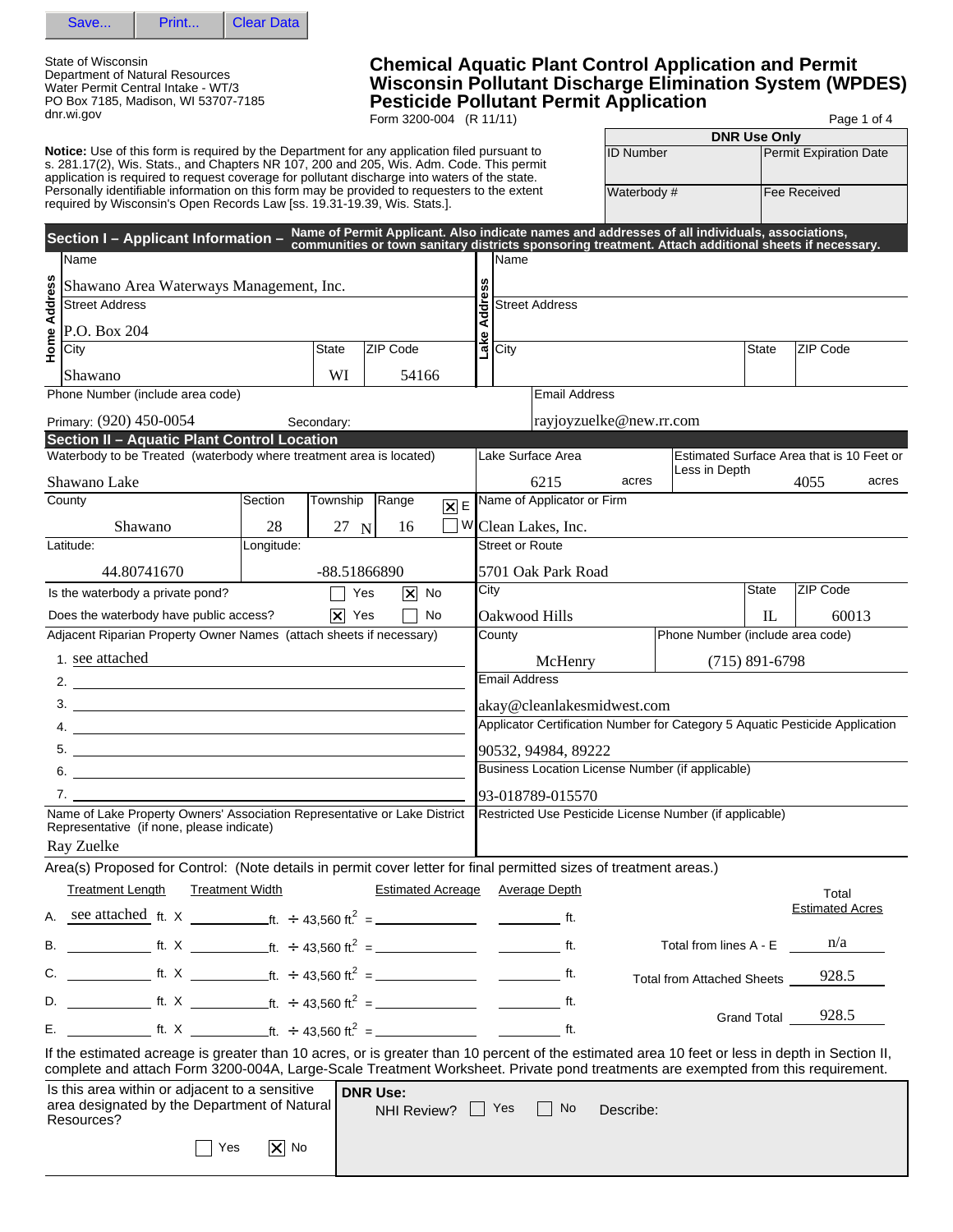Save... | Print... | Clear Data

State of Wisconsin
Department of Natural Resources
Water Permit Central Intake - WT/3
PO Box 7185, Madison, WI 53707-7185
dnr.wi.gov

# Chemical Aquatic Plant Control Application and Permit
# Wisconsin Pollutant Discharge Elimination System (WPDES) Pesticide Pollutant Permit Application

Form 3200-004 (R 11/11)

| DNR Use Only | |
|---|---|
| ID Number | Permit Expiration Date |
| Waterbody # | Fee Received |

**Notice:** Use of this form is required by the Department for any application filed pursuant to s. 281.17(2), Wis. Stats., and Chapters NR 107, 200 and 205, Wis. Adm. Code. This permit application is required to request coverage for pollutant discharge into waters of the state. Personally identifiable information on this form may be provided to requesters to the extent required by Wisconsin's Open Records Law [ss. 19.31-19.39, Wis. Stats.].

## Section I – Applicant Information – Name of Permit Applicant. Also indicate names and addresses of all individuals, associations, communities or town sanitary districts sponsoring treatment. Attach additional sheets if necessary.

**Home Address**
- Name: Shawano Area Waterways Management, Inc.
- Street Address: P.O. Box 204
- City: Shawano State: WI ZIP Code: 54166

**Lake Address**
- Name:
- Street Address:
- City: State: ZIP Code:

Phone Number (include area code)
Primary: (920) 450-0054 Secondary:
Email Address: rayjoyzuelke@new.rr.com

## Section II – Aquatic Plant Control Location

| Waterbody to be Treated (waterbody where treatment area is located) | Lake Surface Area | Estimated Surface Area that is 10 Feet or Less in Depth |
|---|---|---|
| Shawano Lake | 6215 acres | 4055 acres |

| County | Section | Township | Range |
|---|---|---|---|
| Shawano | 28 | 27 N | 16 [X] E [ ] W |

Latitude: 44.80741670 Longitude: -88.51866890

Is the waterbody a private pond? [ ] Yes [X] No
Does the waterbody have public access? [X] Yes [ ] No

Adjacent Riparian Property Owner Names (attach sheets if necessary)
1. see attached
2.
3.
4.
5.
6.
7.

Name of Lake Property Owners' Association Representative or Lake District Representative (if none, please indicate)
Ray Zuelke

Name of Applicator or Firm: Clean Lakes, Inc.
Street or Route: 5701 Oak Park Road
City: Oakwood Hills State: IL ZIP Code: 60013
County: McHenry Phone Number (include area code): (715) 891-6798
Email Address: akay@cleanlakesmidwest.com
Applicator Certification Number for Category 5 Aquatic Pesticide Application: 90532, 94984, 89222
Business Location License Number (if applicable): 93-018789-015570
Restricted Use Pesticide License Number (if applicable):

Area(s) Proposed for Control: (Note details in permit cover letter for final permitted sizes of treatment areas.)

| | Treatment Length | | Treatment Width | | Estimated Acreage | Average Depth |
|---|---|---|---|---|---|---|
| A. | see attached ft. | X | ft. | ÷ 43,560 ft² = | | ft. |
| B. | ft. | X | ft. | ÷ 43,560 ft² = | | ft. |
| C. | ft. | X | ft. | ÷ 43,560 ft² = | | ft. |
| D. | ft. | X | ft. | ÷ 43,560 ft² = | | ft. |
| E. | ft. | X | ft. | ÷ 43,560 ft² = | | ft. |

| | Total Estimated Acres |
|---|---|
| Total from lines A - E | n/a |
| Total from Attached Sheets | 928.5 |
| Grand Total | 928.5 |

If the estimated acreage is greater than 10 acres, or is greater than 10 percent of the estimated area 10 feet or less in depth in Section II, complete and attach Form 3200-004A, Large-Scale Treatment Worksheet. Private pond treatments are exempted from this requirement.

Is this area within or adjacent to a sensitive area designated by the Department of Natural Resources? [ ] Yes [X] No

**DNR Use:**
NHI Review? [ ] Yes [ ] No Describe: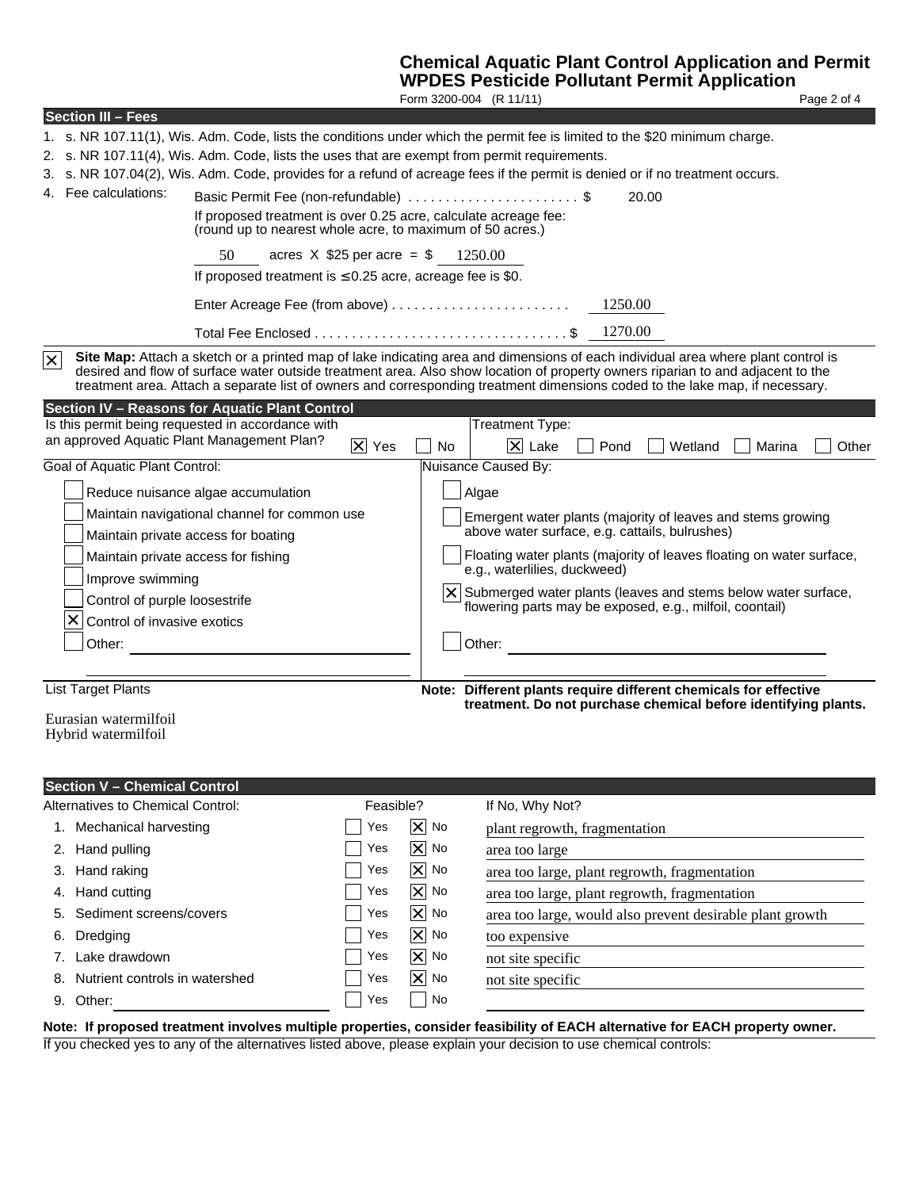**Chemical Aquatic Plant Control Application and Permit**
**WPDES Pesticide Pollutant Permit Application**
Form 3200-004 (R 11/11)

## Section III – Fees

1. s. NR 107.11(1), Wis. Adm. Code, lists the conditions under which the permit fee is limited to the $20 minimum charge.
2. s. NR 107.11(4), Wis. Adm. Code, lists the uses that are exempt from permit requirements.
3. s. NR 107.04(2), Wis. Adm. Code, provides for a refund of acreage fees if the permit is denied or if no treatment occurs.
4. Fee calculations:

   Basic Permit Fee (non-refundable) ........................ $ 20.00

   If proposed treatment is over 0.25 acre, calculate acreage fee: (round up to nearest whole acre, to maximum of 50 acres.)

   50 acres X $25 per acre = $ 1250.00

   If proposed treatment is ≤ 0.25 acre, acreage fee is $0.

   Enter Acreage Fee (from above) ........................ 1250.00

   Total Fee Enclosed .................................. $ 1270.00

[X] **Site Map:** Attach a sketch or a printed map of lake indicating area and dimensions of each individual area where plant control is desired and flow of surface water outside treatment area. Also show location of property owners riparian to and adjacent to the treatment area. Attach a separate list of owners and corresponding treatment dimensions coded to the lake map, if necessary.

## Section IV – Reasons for Aquatic Plant Control

Is this permit being requested in accordance with an approved Aquatic Plant Management Plan? [X] Yes [ ] No

Treatment Type: [X] Lake [ ] Pond [ ] Wetland [ ] Marina [ ] Other

**Goal of Aquatic Plant Control:**

- [ ] Reduce nuisance algae accumulation
- [ ] Maintain navigational channel for common use
- [ ] Maintain private access for boating
- [ ] Maintain private access for fishing
- [ ] Improve swimming
- [ ] Control of purple loosestrife
- [X] Control of invasive exotics
- [ ] Other:

**Nuisance Caused By:**

- [ ] Algae
- [ ] Emergent water plants (majority of leaves and stems growing above water surface, e.g. cattails, bulrushes)
- [ ] Floating water plants (majority of leaves floating on water surface, e.g., waterlilies, duckweed)
- [X] Submerged water plants (leaves and stems below water surface, flowering parts may be exposed, e.g., milfoil, coontail)
- [ ] Other:

**List Target Plants**

Eurasian watermilfoil
Hybrid watermilfoil

**Note: Different plants require different chemicals for effective treatment. Do not purchase chemical before identifying plants.**

## Section V – Chemical Control

| Alternatives to Chemical Control: | Feasible? | If No, Why Not? |
|---|---|---|
| 1. Mechanical harvesting | [ ] Yes [X] No | plant regrowth, fragmentation |
| 2. Hand pulling | [ ] Yes [X] No | area too large |
| 3. Hand raking | [ ] Yes [X] No | area too large, plant regrowth, fragmentation |
| 4. Hand cutting | [ ] Yes [X] No | area too large, plant regrowth, fragmentation |
| 5. Sediment screens/covers | [ ] Yes [X] No | area too large, would also prevent desirable plant growth |
| 6. Dredging | [ ] Yes [X] No | too expensive |
| 7. Lake drawdown | [ ] Yes [X] No | not site specific |
| 8. Nutrient controls in watershed | [ ] Yes [X] No | not site specific |
| 9. Other: | [ ] Yes [ ] No | |

**Note: If proposed treatment involves multiple properties, consider feasibility of EACH alternative for EACH property owner.**

If you checked yes to any of the alternatives listed above, please explain your decision to use chemical controls: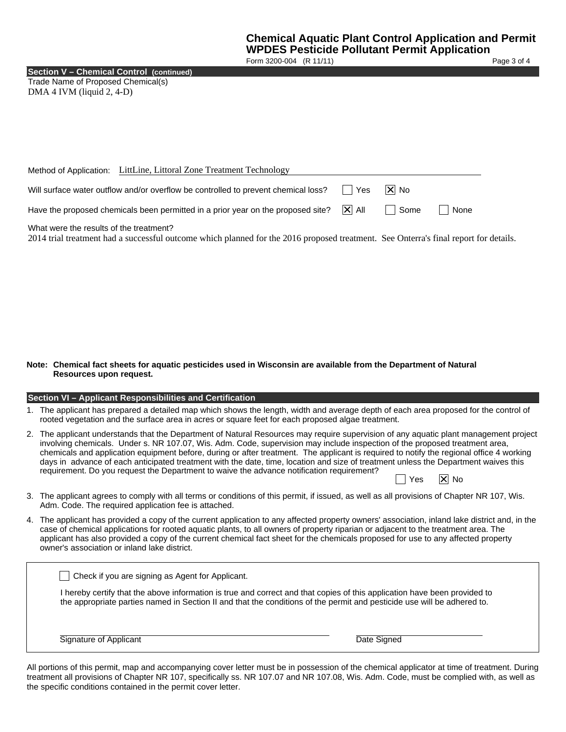# Chemical Aquatic Plant Control Application and Permit
## WPDES Pesticide Pollutant Permit Application

Form 3200-004 (R 11/11)

## Section V – Chemical Control (continued)

Trade Name of Proposed Chemical(s)

DMA 4 IVM (liquid 2, 4-D)

Method of Application: LittLine, Littoral Zone Treatment Technology

Will surface water outflow and/or overflow be controlled to prevent chemical loss? ☐ Yes ☒ No

Have the proposed chemicals been permitted in a prior year on the proposed site? ☒ All ☐ Some ☐ None

What were the results of the treatment?

2014 trial treatment had a successful outcome which planned for the 2016 proposed treatment. See Onterra's final report for details.

**Note: Chemical fact sheets for aquatic pesticides used in Wisconsin are available from the Department of Natural Resources upon request.**

## Section VI – Applicant Responsibilities and Certification

1. The applicant has prepared a detailed map which shows the length, width and average depth of each area proposed for the control of rooted vegetation and the surface area in acres or square feet for each proposed algae treatment.
2. The applicant understands that the Department of Natural Resources may require supervision of any aquatic plant management project involving chemicals. Under s. NR 107.07, Wis. Adm. Code, supervision may include inspection of the proposed treatment area, chemicals and application equipment before, during or after treatment. The applicant is required to notify the regional office 4 working days in advance of each anticipated treatment with the date, time, location and size of treatment unless the Department waives this requirement. Do you request the Department to waive the advance notification requirement? ☐ Yes ☒ No
3. The applicant agrees to comply with all terms or conditions of this permit, if issued, as well as all provisions of Chapter NR 107, Wis. Adm. Code. The required application fee is attached.
4. The applicant has provided a copy of the current application to any affected property owners' association, inland lake district and, in the case of chemical applications for rooted aquatic plants, to all owners of property riparian or adjacent to the treatment area. The applicant has also provided a copy of the current chemical fact sheet for the chemicals proposed for use to any affected property owner's association or inland lake district.

☐ Check if you are signing as Agent for Applicant.

I hereby certify that the above information is true and correct and that copies of this application have been provided to the appropriate parties named in Section II and that the conditions of the permit and pesticide use will be adhered to.

Signature of Applicant ______________________ Date Signed ______________

All portions of this permit, map and accompanying cover letter must be in possession of the chemical applicator at time of treatment. During treatment all provisions of Chapter NR 107, specifically ss. NR 107.07 and NR 107.08, Wis. Adm. Code, must be complied with, as well as the specific conditions contained in the permit cover letter.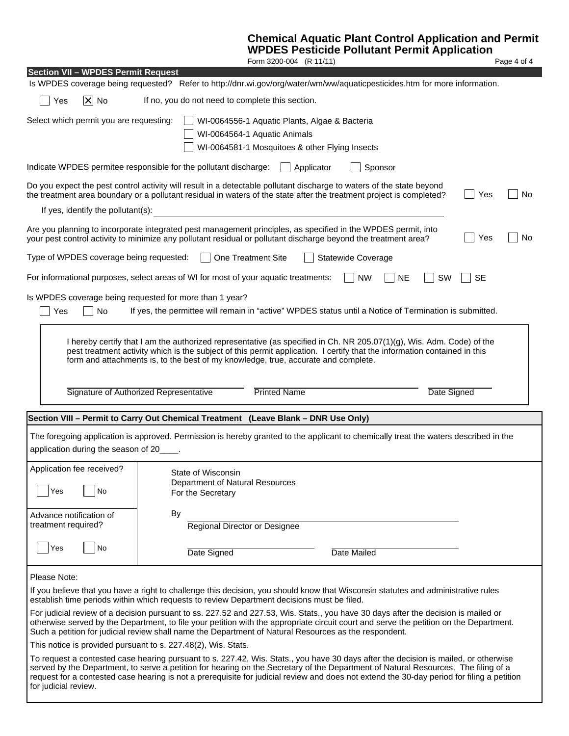# Chemical Aquatic Plant Control Application and Permit
## WPDES Pesticide Pollutant Permit Application

Form 3200-004 (R 11/11)

### Section VII – WPDES Permit Request

Is WPDES coverage being requested? Refer to http://dnr.wi.gov/org/water/wm/ww/aquaticpesticides.htm for more information.

☐ Yes ☒ No   If no, you do not need to complete this section.

Select which permit you are requesting:
- ☐ WI-0064556-1 Aquatic Plants, Algae & Bacteria
- ☐ WI-0064564-1 Aquatic Animals
- ☐ WI-0064581-1 Mosquitoes & other Flying Insects

Indicate WPDES permitee responsible for the pollutant discharge: ☐ Applicator ☐ Sponsor

Do you expect the pest control activity will result in a detectable pollutant discharge to waters of the state beyond the treatment area boundary or a pollutant residual in waters of the state after the treatment project is completed? ☐ Yes ☐ No

If yes, identify the pollutant(s): ______________________________

Are you planning to incorporate integrated pest management principles, as specified in the WPDES permit, into your pest control activity to minimize any pollutant residual or pollutant discharge beyond the treatment area? ☐ Yes ☐ No

Type of WPDES coverage being requested: ☐ One Treatment Site ☐ Statewide Coverage

For informational purposes, select areas of WI for most of your aquatic treatments: ☐ NW ☐ NE ☐ SW ☐ SE

Is WPDES coverage being requested for more than 1 year?

☐ Yes ☐ No   If yes, the permittee will remain in "active" WPDES status until a Notice of Termination is submitted.

I hereby certify that I am the authorized representative (as specified in Ch. NR 205.07(1)(g), Wis. Adm. Code) of the pest treatment activity which is the subject of this permit application. I certify that the information contained in this form and attachments is, to the best of my knowledge, true, accurate and complete.

| Signature of Authorized Representative | Printed Name | Date Signed |
|---|---|---|
| | | |

### Section VIII – Permit to Carry Out Chemical Treatment (Leave Blank – DNR Use Only)

The foregoing application is approved. Permission is hereby granted to the applicant to chemically treat the waters described in the application during the season of 20____.

Application fee received? ☐ Yes ☐ No

Advance notification of treatment required? ☐ Yes ☐ No

State of Wisconsin
Department of Natural Resources
For the Secretary

By ______________________________
Regional Director or Designee

Date Signed ____________ Date Mailed ____________

Please Note:

If you believe that you have a right to challenge this decision, you should know that Wisconsin statutes and administrative rules establish time periods within which requests to review Department decisions must be filed.

For judicial review of a decision pursuant to ss. 227.52 and 227.53, Wis. Stats., you have 30 days after the decision is mailed or otherwise served by the Department, to file your petition with the appropriate circuit court and serve the petition on the Department. Such a petition for judicial review shall name the Department of Natural Resources as the respondent.

This notice is provided pursuant to s. 227.48(2), Wis. Stats.

To request a contested case hearing pursuant to s. 227.42, Wis. Stats., you have 30 days after the decision is mailed, or otherwise served by the Department, to serve a petition for hearing on the Secretary of the Department of Natural Resources. The filing of a request for a contested case hearing is not a prerequisite for judicial review and does not extend the 30-day period for filing a petition for judicial review.